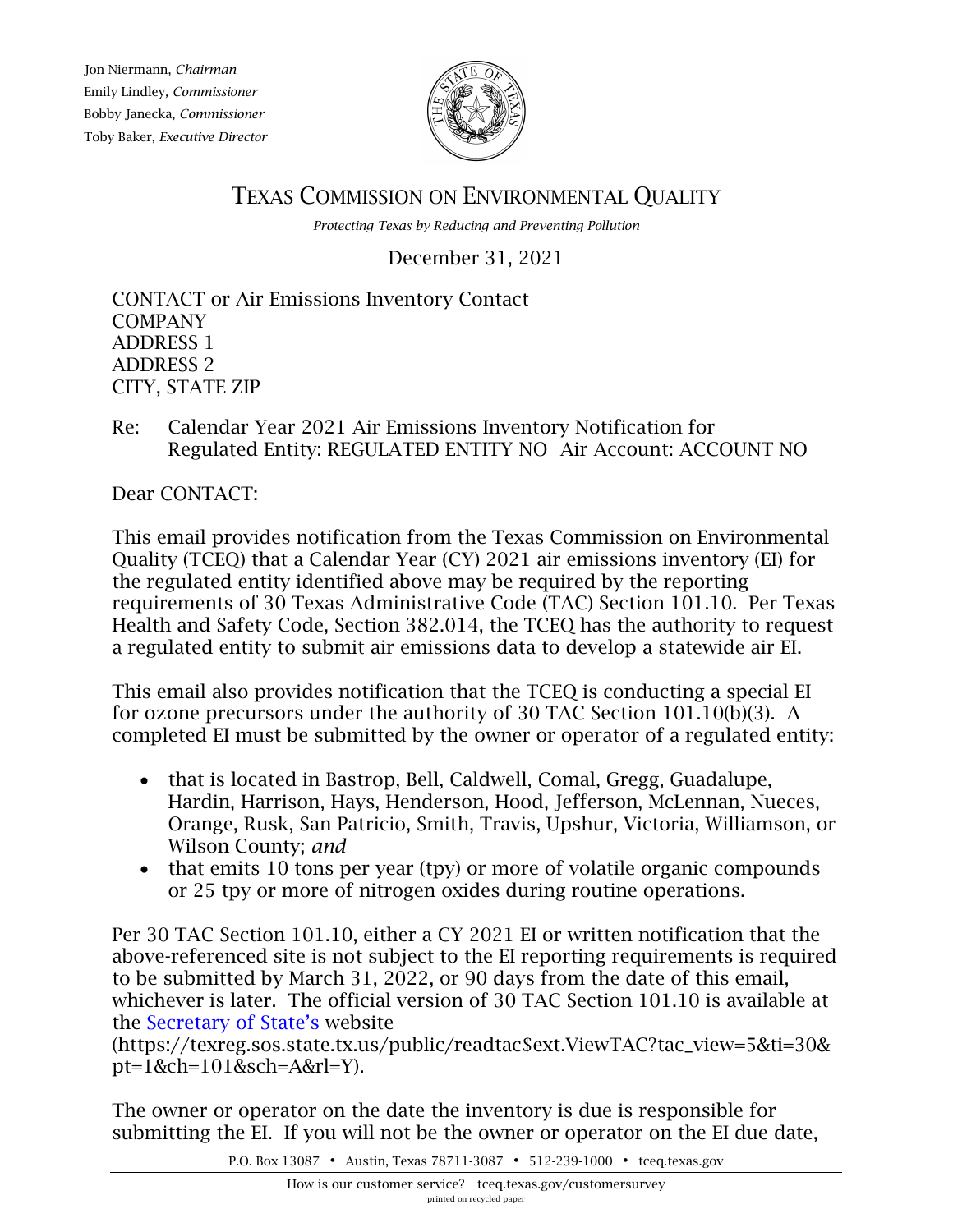Jon Niermann, *Chairman*
Emily Lindley, *Commissioner*
Bobby Janecka, *Commissioner*
Toby Baker, *Executive Director*

# TEXAS COMMISSION ON ENVIRONMENTAL QUALITY

*Protecting Texas by Reducing and Preventing Pollution*

December 31, 2021

CONTACT or Air Emissions Inventory Contact
COMPANY
ADDRESS 1
ADDRESS 2
CITY, STATE ZIP

Re: Calendar Year 2021 Air Emissions Inventory Notification for Regulated Entity: REGULATED ENTITY NO Air Account: ACCOUNT NO

Dear CONTACT:

This email provides notification from the Texas Commission on Environmental Quality (TCEQ) that a Calendar Year (CY) 2021 air emissions inventory (EI) for the regulated entity identified above may be required by the reporting requirements of 30 Texas Administrative Code (TAC) Section 101.10. Per Texas Health and Safety Code, Section 382.014, the TCEQ has the authority to request a regulated entity to submit air emissions data to develop a statewide air EI.

This email also provides notification that the TCEQ is conducting a special EI for ozone precursors under the authority of 30 TAC Section 101.10(b)(3). A completed EI must be submitted by the owner or operator of a regulated entity:

- that is located in Bastrop, Bell, Caldwell, Comal, Gregg, Guadalupe, Hardin, Harrison, Hays, Henderson, Hood, Jefferson, McLennan, Nueces, Orange, Rusk, San Patricio, Smith, Travis, Upshur, Victoria, Williamson, or Wilson County; *and*
- that emits 10 tons per year (tpy) or more of volatile organic compounds or 25 tpy or more of nitrogen oxides during routine operations.

Per 30 TAC Section 101.10, either a CY 2021 EI or written notification that the above-referenced site is not subject to the EI reporting requirements is required to be submitted by March 31, 2022, or 90 days from the date of this email, whichever is later. The official version of 30 TAC Section 101.10 is available at the [Secretary of State's](https://texreg.sos.state.tx.us/public/readtac$ext.ViewTAC?tac_view=5&ti=30&pt=1&ch=101&sch=A&rl=Y) website (https://texreg.sos.state.tx.us/public/readtac$ext.ViewTAC?tac_view=5&ti=30&pt=1&ch=101&sch=A&rl=Y).

The owner or operator on the date the inventory is due is responsible for submitting the EI. If you will not be the owner or operator on the EI due date,

P.O. Box 13087 • Austin, Texas 78711-3087 • 512-239-1000 • tceq.texas.gov

How is our customer service? tceq.texas.gov/customersurvey
printed on recycled paper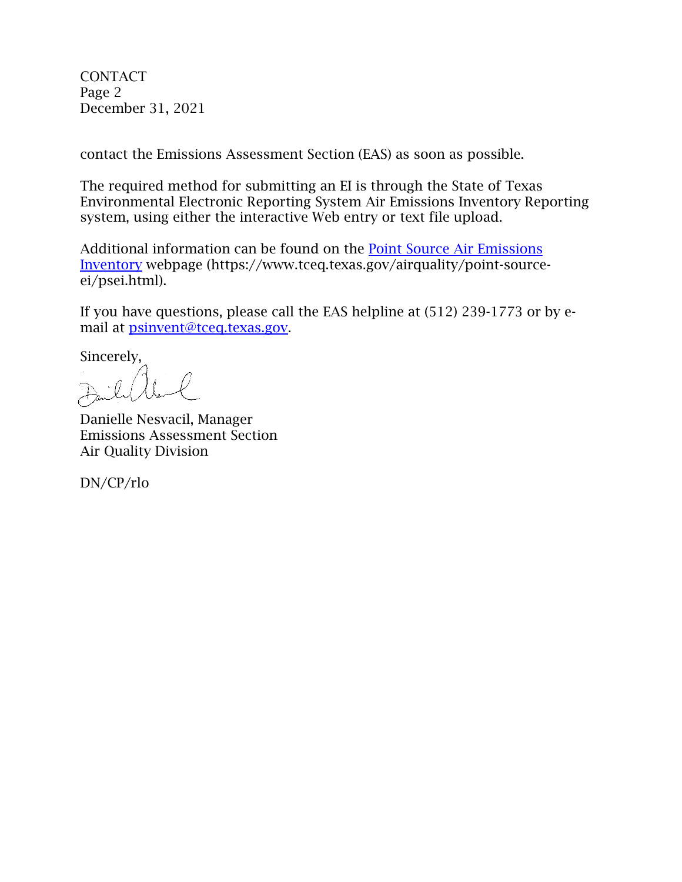contact the Emissions Assessment Section (EAS) as soon as possible.

The required method for submitting an EI is through the State of Texas Environmental Electronic Reporting System Air Emissions Inventory Reporting system, using either the interactive Web entry or text file upload.

Additional information can be found on the [Point Source Air Emissions Inventory](https://www.tceq.texas.gov/airquality/point-source-ei/psei.html) webpage (https://www.tceq.texas.gov/airquality/point-source-ei/psei.html).

If you have questions, please call the EAS helpline at (512) 239-1773 or by e-mail at [psinvent@tceq.texas.gov](mailto:psinvent@tceq.texas.gov).

Sincerely,

Danielle Nesvacil, Manager
Emissions Assessment Section
Air Quality Division

DN/CP/rlo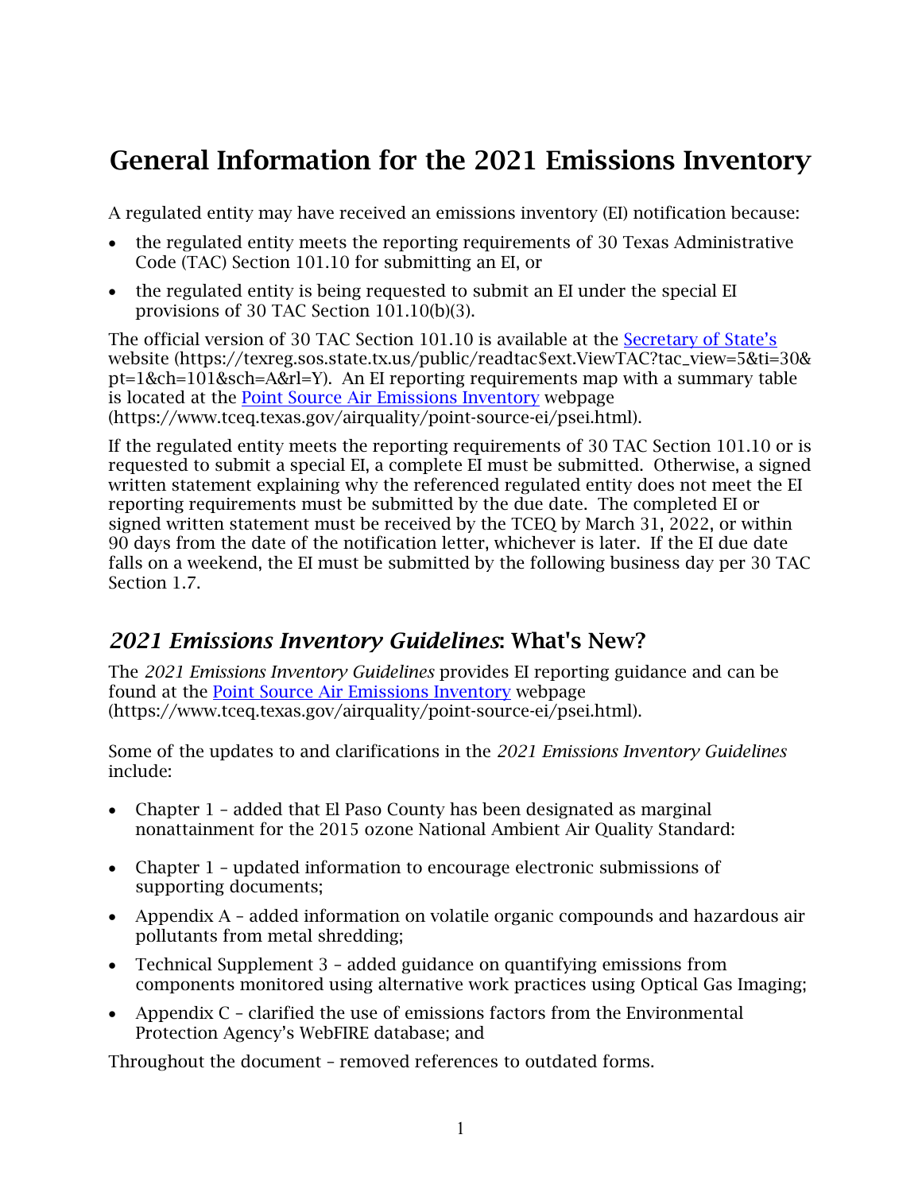# General Information for the 2021 Emissions Inventory

A regulated entity may have received an emissions inventory (EI) notification because:

- the regulated entity meets the reporting requirements of 30 Texas Administrative Code (TAC) Section 101.10 for submitting an EI, or
- the regulated entity is being requested to submit an EI under the special EI provisions of 30 TAC Section 101.10(b)(3).

The official version of 30 TAC Section 101.10 is available at the [Secretary of State's](https://texreg.sos.state.tx.us/public/readtac$ext.ViewTAC?tac_view=5&ti=30&pt=1&ch=101&sch=A&rl=Y) website (https://texreg.sos.state.tx.us/public/readtac$ext.ViewTAC?tac_view=5&ti=30&pt=1&ch=101&sch=A&rl=Y). An EI reporting requirements map with a summary table is located at the [Point Source Air Emissions Inventory](https://www.tceq.texas.gov/airquality/point-source-ei/psei.html) webpage (https://www.tceq.texas.gov/airquality/point-source-ei/psei.html).

If the regulated entity meets the reporting requirements of 30 TAC Section 101.10 or is requested to submit a special EI, a complete EI must be submitted. Otherwise, a signed written statement explaining why the referenced regulated entity does not meet the EI reporting requirements must be submitted by the due date. The completed EI or signed written statement must be received by the TCEQ by March 31, 2022, or within 90 days from the date of the notification letter, whichever is later. If the EI due date falls on a weekend, the EI must be submitted by the following business day per 30 TAC Section 1.7.

## *2021 Emissions Inventory Guidelines*: What's New?

The *2021 Emissions Inventory Guidelines* provides EI reporting guidance and can be found at the [Point Source Air Emissions Inventory](https://www.tceq.texas.gov/airquality/point-source-ei/psei.html) webpage (https://www.tceq.texas.gov/airquality/point-source-ei/psei.html).

Some of the updates to and clarifications in the *2021 Emissions Inventory Guidelines* include:

- Chapter 1 – added that El Paso County has been designated as marginal nonattainment for the 2015 ozone National Ambient Air Quality Standard:
- Chapter 1 – updated information to encourage electronic submissions of supporting documents;
- Appendix A – added information on volatile organic compounds and hazardous air pollutants from metal shredding;
- Technical Supplement 3 – added guidance on quantifying emissions from components monitored using alternative work practices using Optical Gas Imaging;
- Appendix C – clarified the use of emissions factors from the Environmental Protection Agency's WebFIRE database; and

Throughout the document – removed references to outdated forms.